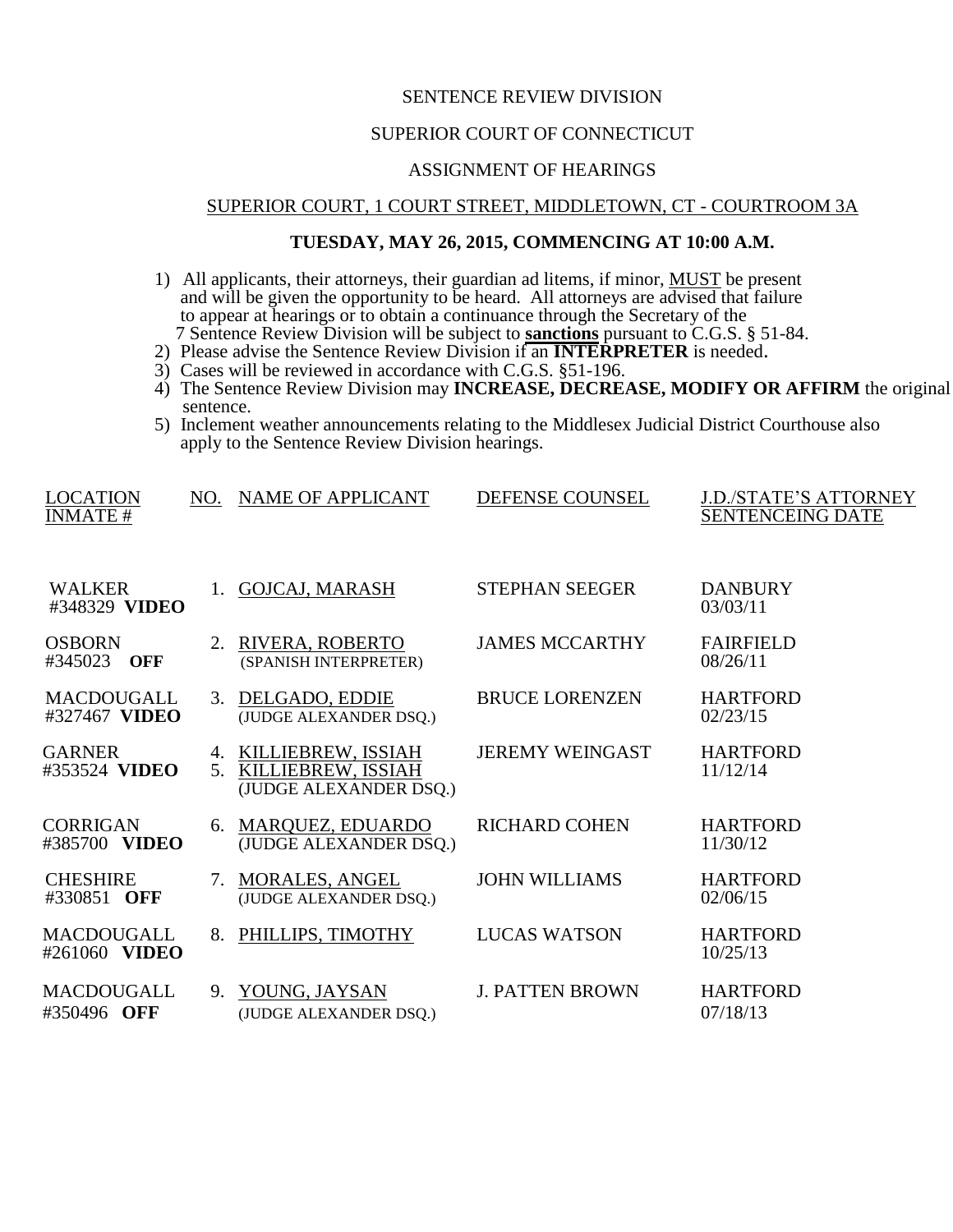SENTENCE REVIEW DIVISION

SUPERIOR COURT OF CONNECTICUT

ASSIGNMENT OF HEARINGS

SUPERIOR COURT, 1 COURT STREET, MIDDLETOWN, CT - COURTROOM 3A

**TUESDAY, MAY 26, 2015, COMMENCING AT 10:00 A.M.**

1) All applicants, their attorneys, their guardian ad litems, if minor, MUST be present and will be given the opportunity to be heard. All attorneys are advised that failure to appear at hearings or to obtain a continuance through the Secretary of the 7 Sentence Review Division will be subject to **sanctions** pursuant to C.G.S. § 51-84.
2) Please advise the Sentence Review Division if an **INTERPRETER** is needed.
3) Cases will be reviewed in accordance with C.G.S. §51-196.
4) The Sentence Review Division may **INCREASE, DECREASE, MODIFY OR AFFIRM** the original sentence.
5) Inclement weather announcements relating to the Middlesex Judicial District Courthouse also apply to the Sentence Review Division hearings.

| LOCATION INMATE # | NO. | NAME OF APPLICANT | DEFENSE COUNSEL | J.D./STATE'S ATTORNEY SENTENCEING DATE |
|---|---|---|---|---|
| WALKER #348329 **VIDEO** | 1. | GOJCAJ, MARASH | STEPHAN SEEGER | DANBURY 03/03/11 |
| OSBORN #345023 **OFF** | 2. | RIVERA, ROBERTO (SPANISH INTERPRETER) | JAMES MCCARTHY | FAIRFIELD 08/26/11 |
| MACDOUGALL #327467 **VIDEO** | 3. | DELGADO, EDDIE (JUDGE ALEXANDER DSQ.) | BRUCE LORENZEN | HARTFORD 02/23/15 |
| GARNER #353524 **VIDEO** | 4. 5. | KILLIEBREW, ISSIAH KILLIEBREW, ISSIAH (JUDGE ALEXANDER DSQ.) | JEREMY WEINGAST | HARTFORD 11/12/14 |
| CORRIGAN #385700 **VIDEO** | 6. | MARQUEZ, EDUARDO (JUDGE ALEXANDER DSQ.) | RICHARD COHEN | HARTFORD 11/30/12 |
| CHESHIRE #330851 **OFF** | 7. | MORALES, ANGEL (JUDGE ALEXANDER DSQ.) | JOHN WILLIAMS | HARTFORD 02/06/15 |
| MACDOUGALL #261060 **VIDEO** | 8. | PHILLIPS, TIMOTHY | LUCAS WATSON | HARTFORD 10/25/13 |
| MACDOUGALL #350496 **OFF** | 9. | YOUNG, JAYSAN (JUDGE ALEXANDER DSQ.) | J. PATTEN BROWN | HARTFORD 07/18/13 |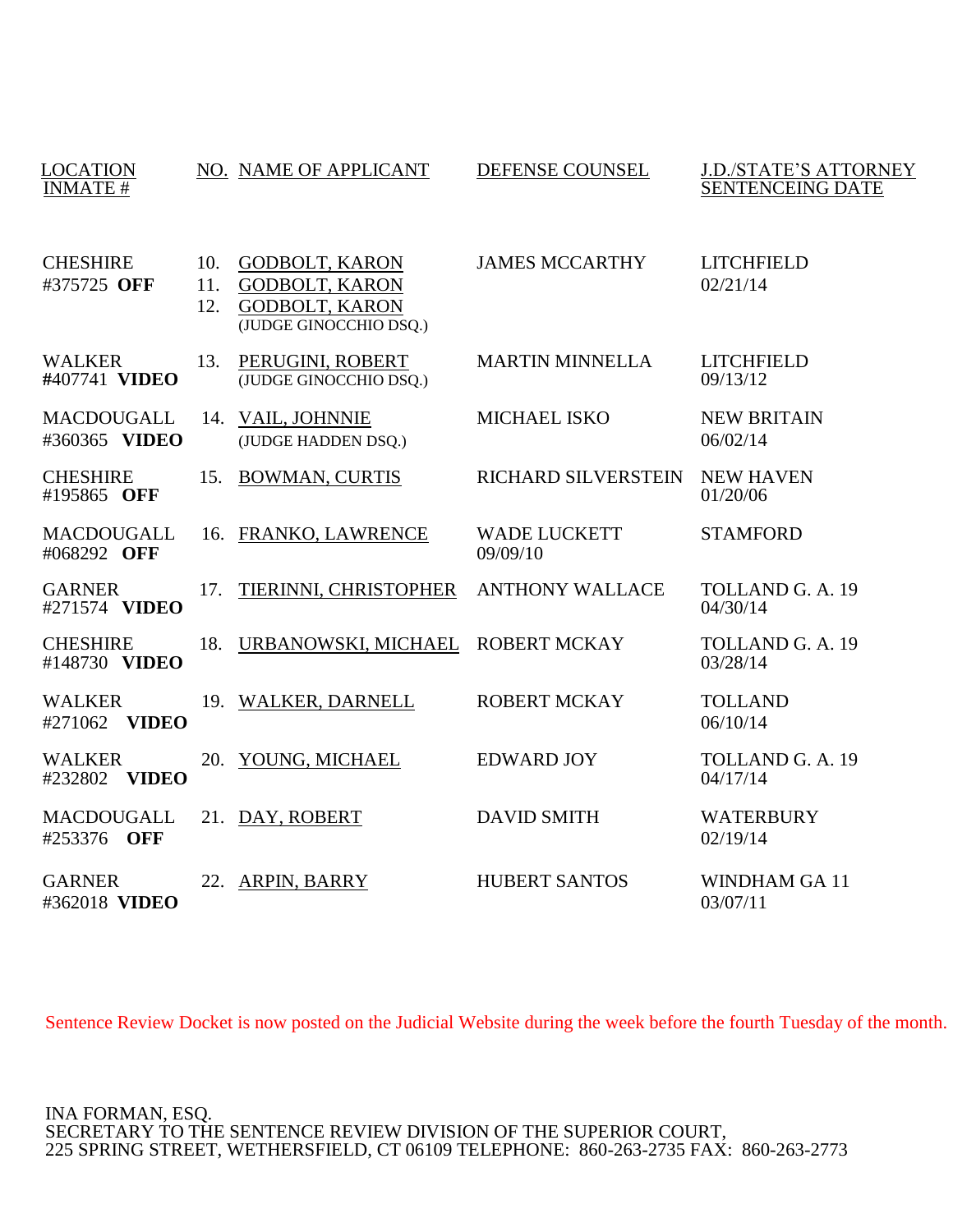| LOCATION INMATE # | NO. | NAME OF APPLICANT | DEFENSE COUNSEL | J.D./STATE'S ATTORNEY SENTENCEING DATE |
|---|---|---|---|---|
| CHESHIRE #375725 **OFF** | 10. 11. 12. | GODBOLT, KARON GODBOLT, KARON GODBOLT, KARON (JUDGE GINOCCHIO DSQ.) | JAMES MCCARTHY | LITCHFIELD 02/21/14 |
| WALKER **#407741 VIDEO** | 13. | PERUGINI, ROBERT (JUDGE GINOCCHIO DSQ.) | MARTIN MINNELLA | LITCHFIELD 09/13/12 |
| MACDOUGALL #360365 **VIDEO** | 14. | VAIL, JOHNNIE (JUDGE HADDEN DSQ.) | MICHAEL ISKO | NEW BRITAIN 06/02/14 |
| CHESHIRE #195865 **OFF** | 15. | BOWMAN, CURTIS | RICHARD SILVERSTEIN | NEW HAVEN 01/20/06 |
| MACDOUGALL #068292 **OFF** | 16. | FRANKO, LAWRENCE | WADE LUCKETT 09/09/10 | STAMFORD |
| GARNER #271574 **VIDEO** | 17. | TIERINNI, CHRISTOPHER | ANTHONY WALLACE | TOLLAND G. A. 19 04/30/14 |
| CHESHIRE #148730 **VIDEO** | 18. | URBANOWSKI, MICHAEL | ROBERT MCKAY | TOLLAND G. A. 19 03/28/14 |
| WALKER #271062 **VIDEO** | 19. | WALKER, DARNELL | ROBERT MCKAY | TOLLAND 06/10/14 |
| WALKER #232802 **VIDEO** | 20. | YOUNG, MICHAEL | EDWARD JOY | TOLLAND G. A. 19 04/17/14 |
| MACDOUGALL #253376 **OFF** | 21. | DAY, ROBERT | DAVID SMITH | WATERBURY 02/19/14 |
| GARNER #362018 **VIDEO** | 22. | ARPIN, BARRY | HUBERT SANTOS | WINDHAM GA 11 03/07/11 |

Sentence Review Docket is now posted on the Judicial Website during the week before the fourth Tuesday of the month.

INA FORMAN, ESQ.
SECRETARY TO THE SENTENCE REVIEW DIVISION OF THE SUPERIOR COURT,
225 SPRING STREET, WETHERSFIELD, CT 06109 TELEPHONE: 860-263-2735 FAX: 860-263-2773